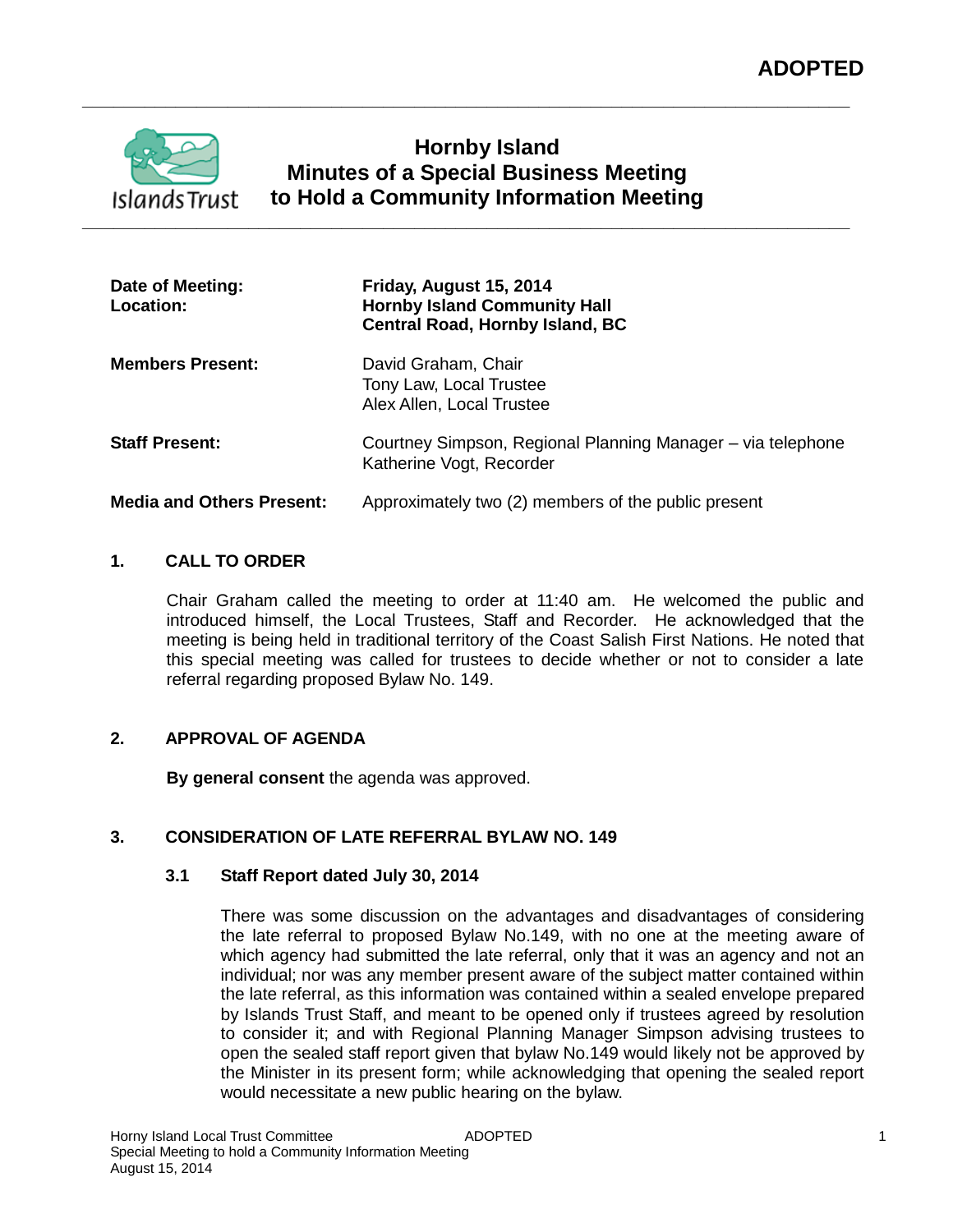**ADOPTED**

# Hornby Island
# Minutes of a Special Business Meeting to Hold a Community Information Meeting

| | |
|---|---|
| **Date of Meeting:** | **Friday, August 15, 2014** |
| **Location:** | **Hornby Island Community Hall**<br>**Central Road, Hornby Island, BC** |
| **Members Present:** | David Graham, Chair<br>Tony Law, Local Trustee<br>Alex Allen, Local Trustee |
| **Staff Present:** | Courtney Simpson, Regional Planning Manager – via telephone<br>Katherine Vogt, Recorder |
| **Media and Others Present:** | Approximately two (2) members of the public present |

## 1. CALL TO ORDER

Chair Graham called the meeting to order at 11:40 am. He welcomed the public and introduced himself, the Local Trustees, Staff and Recorder. He acknowledged that the meeting is being held in traditional territory of the Coast Salish First Nations. He noted that this special meeting was called for trustees to decide whether or not to consider a late referral regarding proposed Bylaw No. 149.

## 2. APPROVAL OF AGENDA

**By general consent** the agenda was approved.

## 3. CONSIDERATION OF LATE REFERRAL BYLAW NO. 149

### 3.1 Staff Report dated July 30, 2014

There was some discussion on the advantages and disadvantages of considering the late referral to proposed Bylaw No.149, with no one at the meeting aware of which agency had submitted the late referral, only that it was an agency and not an individual; nor was any member present aware of the subject matter contained within the late referral, as this information was contained within a sealed envelope prepared by Islands Trust Staff, and meant to be opened only if trustees agreed by resolution to consider it; and with Regional Planning Manager Simpson advising trustees to open the sealed staff report given that bylaw No.149 would likely not be approved by the Minister in its present form; while acknowledging that opening the sealed report would necessitate a new public hearing on the bylaw.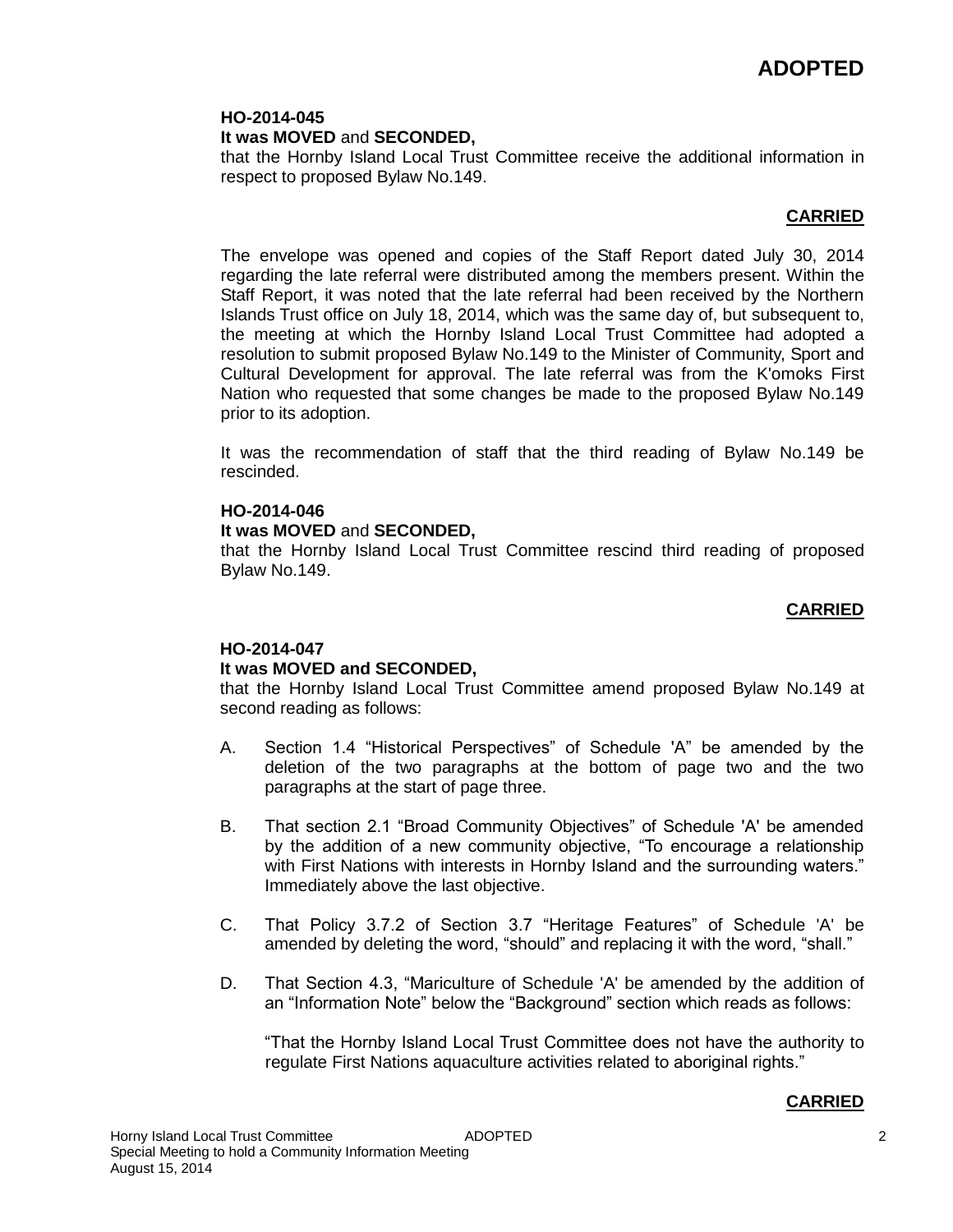**ADOPTED**

**HO-2014-045**
**It was MOVED** and **SECONDED,**
that the Hornby Island Local Trust Committee receive the additional information in respect to proposed Bylaw No.149.

**CARRIED**

The envelope was opened and copies of the Staff Report dated July 30, 2014 regarding the late referral were distributed among the members present. Within the Staff Report, it was noted that the late referral had been received by the Northern Islands Trust office on July 18, 2014, which was the same day of, but subsequent to, the meeting at which the Hornby Island Local Trust Committee had adopted a resolution to submit proposed Bylaw No.149 to the Minister of Community, Sport and Cultural Development for approval. The late referral was from the K'omoks First Nation who requested that some changes be made to the proposed Bylaw No.149 prior to its adoption.

It was the recommendation of staff that the third reading of Bylaw No.149 be rescinded.

**HO-2014-046**
**It was MOVED** and **SECONDED,**
that the Hornby Island Local Trust Committee rescind third reading of proposed Bylaw No.149.

**CARRIED**

**HO-2014-047**
**It was MOVED and SECONDED,**
that the Hornby Island Local Trust Committee amend proposed Bylaw No.149 at second reading as follows:

A. Section 1.4 “Historical Perspectives” of Schedule 'A” be amended by the deletion of the two paragraphs at the bottom of page two and the two paragraphs at the start of page three.

B. That section 2.1 “Broad Community Objectives” of Schedule 'A' be amended by the addition of a new community objective, “To encourage a relationship with First Nations with interests in Hornby Island and the surrounding waters.” Immediately above the last objective.

C. That Policy 3.7.2 of Section 3.7 “Heritage Features” of Schedule 'A' be amended by deleting the word, “should” and replacing it with the word, “shall.”

D. That Section 4.3, “Mariculture of Schedule 'A' be amended by the addition of an “Information Note” below the “Background” section which reads as follows:

“That the Hornby Island Local Trust Committee does not have the authority to regulate First Nations aquaculture activities related to aboriginal rights.”

**CARRIED**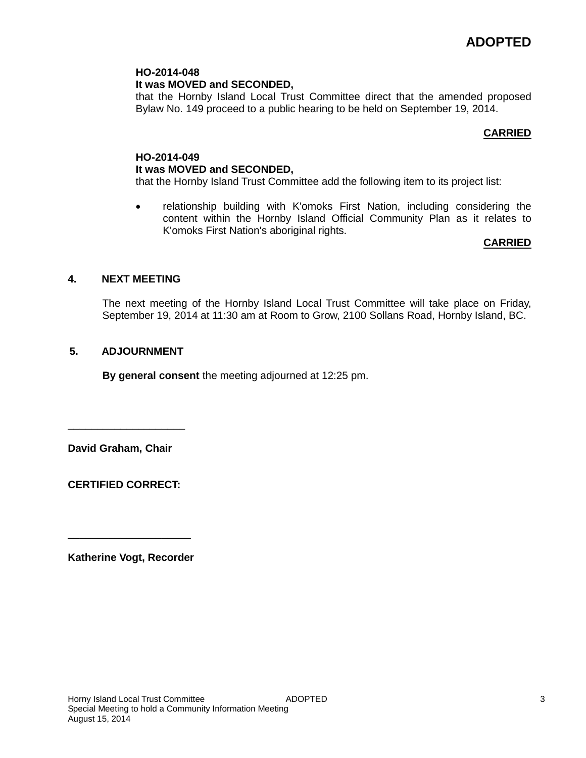**ADOPTED**

**HO-2014-048**
**It was MOVED and SECONDED,**
that the Hornby Island Local Trust Committee direct that the amended proposed Bylaw No. 149 proceed to a public hearing to be held on September 19, 2014.

**CARRIED**

**HO-2014-049**
**It was MOVED and SECONDED,**
that the Hornby Island Trust Committee add the following item to its project list:

- relationship building with K'omoks First Nation, including considering the content within the Hornby Island Official Community Plan as it relates to K'omoks First Nation's aboriginal rights.

**CARRIED**

## 4. NEXT MEETING

The next meeting of the Hornby Island Local Trust Committee will take place on Friday, September 19, 2014 at 11:30 am at Room to Grow, 2100 Sollans Road, Hornby Island, BC.

## 5. ADJOURNMENT

**By general consent** the meeting adjourned at 12:25 pm.

____________________

**David Graham, Chair**

**CERTIFIED CORRECT:**

____________________

**Katherine Vogt, Recorder**